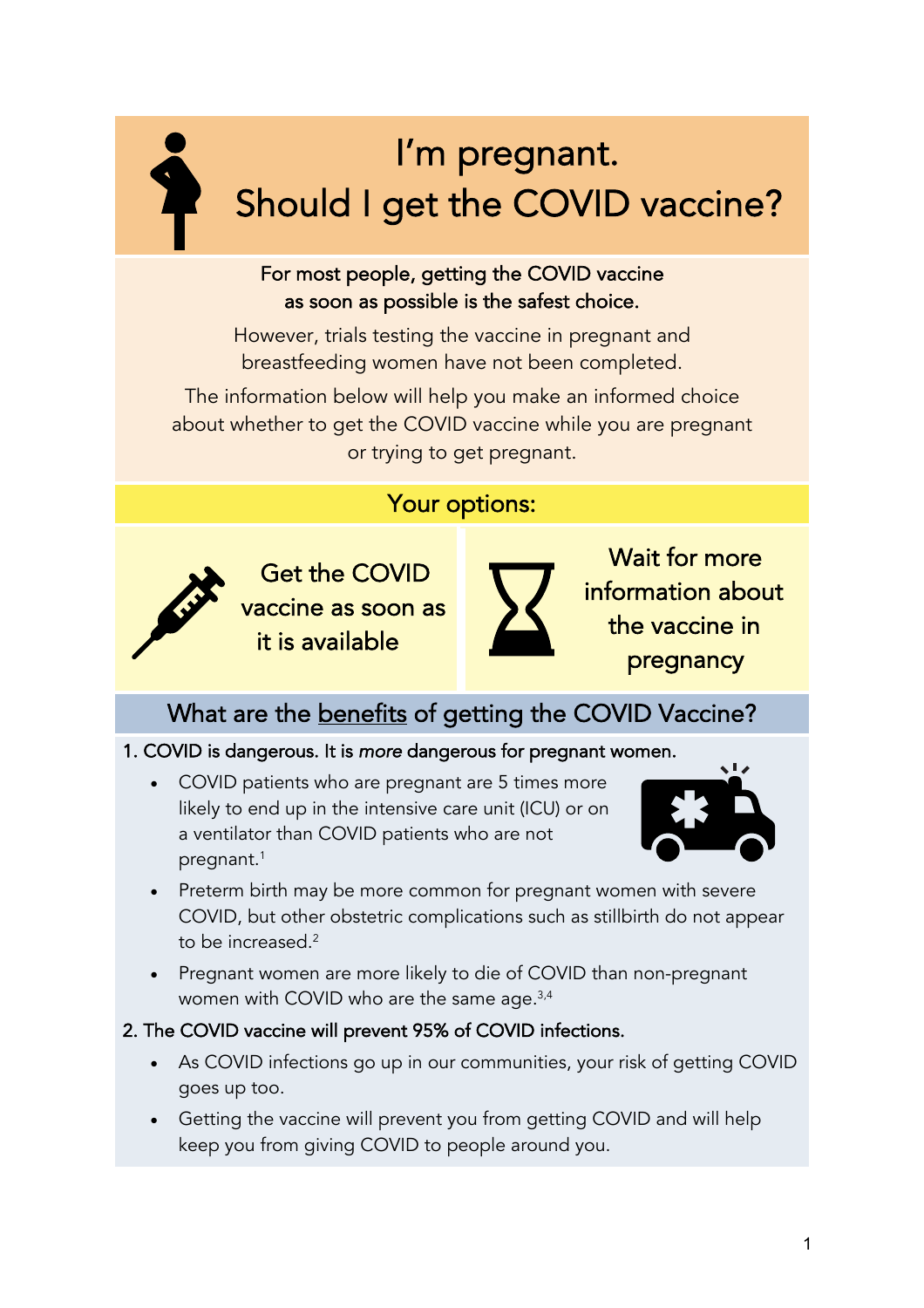# I'm pregnant. Should I get the COVID vaccine?

**For most people, getting the COVID vaccine as soon as possible is the safest choice.**

However, trials testing the vaccine in pregnant and breastfeeding women have not been completed.

The information below will help you make an informed choice about whether to get the COVID vaccine while you are pregnant or trying to get pregnant.

## Your options:

| Get the COVID vaccine as soon as it is available | Wait for more information about the vaccine in pregnancy |
| --- | --- |

## What are the benefits of getting the COVID Vaccine?

**1. COVID is dangerous. It is *more* dangerous for pregnant women.**

- COVID patients who are pregnant are 5 times more likely to end up in the intensive care unit (ICU) or on a ventilator than COVID patients who are not pregnant.[1]
- Preterm birth may be more common for pregnant women with severe COVID, but other obstetric complications such as stillbirth do not appear to be increased.[2]
- Pregnant women are more likely to die of COVID than non-pregnant women with COVID who are the same age.[3,4]

**2. The COVID vaccine will prevent 95% of COVID infections.**

- As COVID infections go up in our communities, your risk of getting COVID goes up too.
- Getting the vaccine will prevent you from getting COVID and will help keep you from giving COVID to people around you.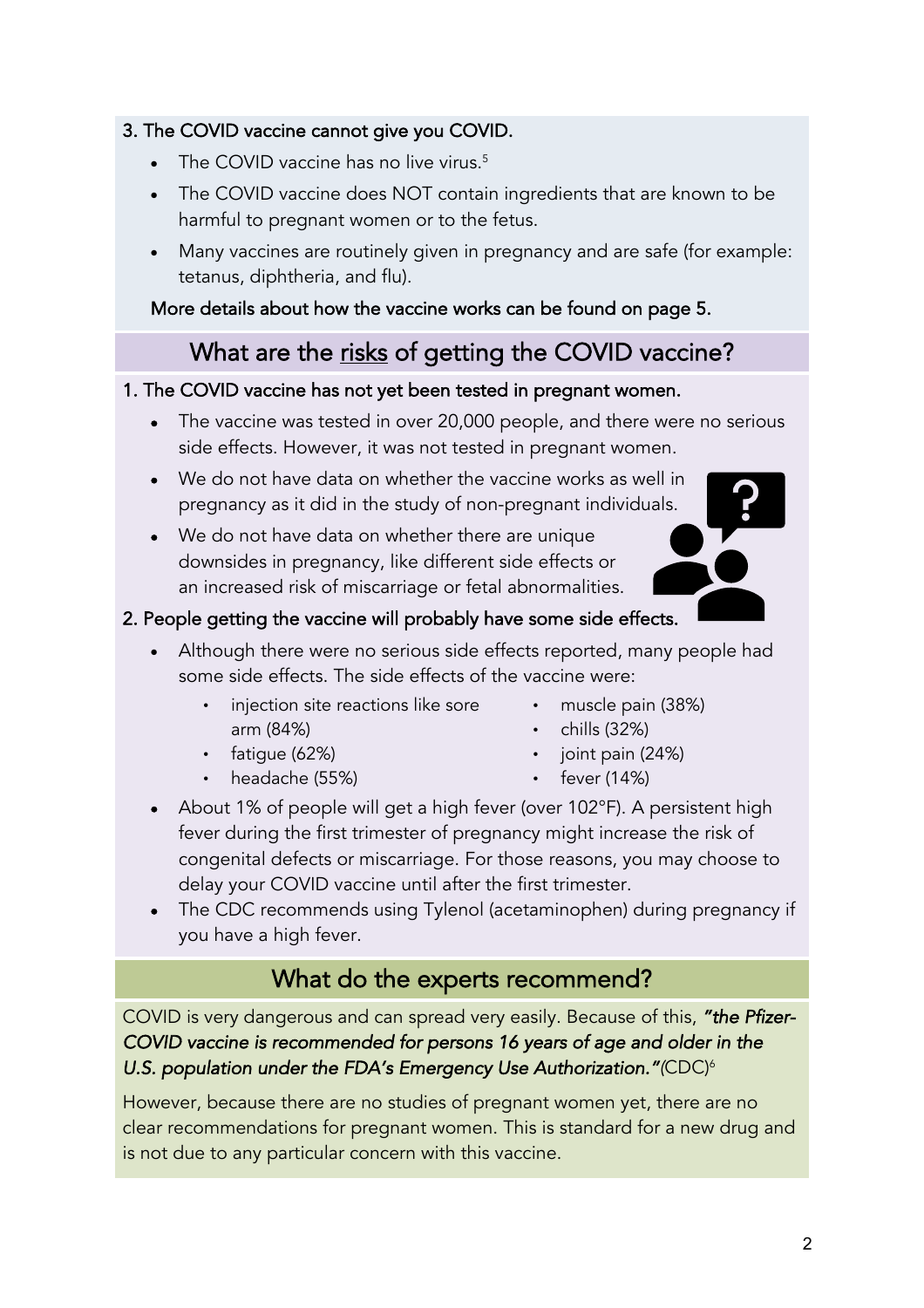**3. The COVID vaccine cannot give you COVID.**

- The COVID vaccine has no live virus.[5]
- The COVID vaccine does NOT contain ingredients that are known to be harmful to pregnant women or to the fetus.
- Many vaccines are routinely given in pregnancy and are safe (for example: tetanus, diphtheria, and flu).

More details about how the vaccine works can be found on page 5.

## What are the risks of getting the COVID vaccine?

**1. The COVID vaccine has not yet been tested in pregnant women.**

- The vaccine was tested in over 20,000 people, and there were no serious side effects. However, it was not tested in pregnant women.
- We do not have data on whether the vaccine works as well in pregnancy as it did in the study of non-pregnant individuals.
- We do not have data on whether there are unique downsides in pregnancy, like different side effects or an increased risk of miscarriage or fetal abnormalities.

**2. People getting the vaccine will probably have some side effects.**

- Although there were no serious side effects reported, many people had some side effects. The side effects of the vaccine were:
    - injection site reactions like sore arm (84%)
    - fatigue (62%)
    - headache (55%)
    - muscle pain (38%)
    - chills (32%)
    - joint pain (24%)
    - fever (14%)
- About 1% of people will get a high fever (over 102°F). A persistent high fever during the first trimester of pregnancy might increase the risk of congenital defects or miscarriage. For those reasons, you may choose to delay your COVID vaccine until after the first trimester.
- The CDC recommends using Tylenol (acetaminophen) during pregnancy if you have a high fever.

## What do the experts recommend?

COVID is very dangerous and can spread very easily. Because of this, ***"the Pfizer-COVID vaccine is recommended for persons 16 years of age and older in the U.S. population under the FDA's Emergency Use Authorization."*** (CDC)[6]

However, because there are no studies of pregnant women yet, there are no clear recommendations for pregnant women. This is standard for a new drug and is not due to any particular concern with this vaccine.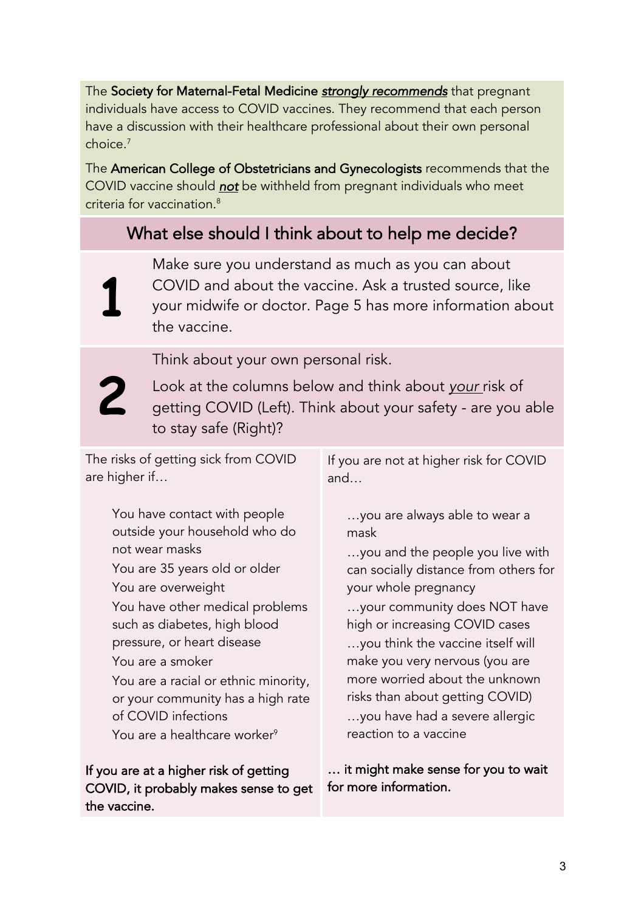The **Society for Maternal-Fetal Medicine** ***strongly recommends*** that pregnant individuals have access to COVID vaccines. They recommend that each person have a discussion with their healthcare professional about their own personal choice.[7]

The **American College of Obstetricians and Gynecologists** recommends that the COVID vaccine should ***not*** be withheld from pregnant individuals who meet criteria for vaccination.[8]

## What else should I think about to help me decide?

**1** Make sure you understand as much as you can about COVID and about the vaccine. Ask a trusted source, like your midwife or doctor. Page 5 has more information about the vaccine.

**2** Think about your own personal risk.

Look at the columns below and think about *your* risk of getting COVID (Left). Think about your safety - are you able to stay safe (Right)?

The risks of getting sick from COVID are higher if…

- You have contact with people outside your household who do not wear masks
- You are 35 years old or older
- You are overweight
- You have other medical problems such as diabetes, high blood pressure, or heart disease
- You are a smoker
- You are a racial or ethnic minority, or your community has a high rate of COVID infections
- You are a healthcare worker[9]

**If you are at a higher risk of getting COVID, it probably makes sense to get the vaccine.**

If you are not at higher risk for COVID and…

- …you are always able to wear a mask
- …you and the people you live with can socially distance from others for your whole pregnancy
- …your community does NOT have high or increasing COVID cases
- …you think the vaccine itself will make you very nervous (you are more worried about the unknown risks than about getting COVID)
- …you have had a severe allergic reaction to a vaccine

**… it might make sense for you to wait for more information.**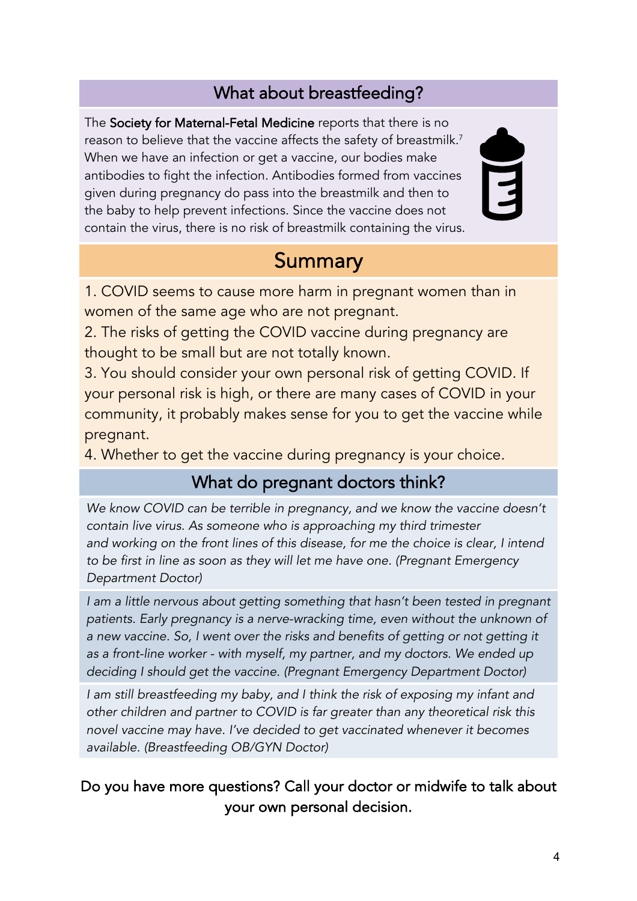## What about breastfeeding?

The **Society for Maternal-Fetal Medicine** reports that there is no reason to believe that the vaccine affects the safety of breastmilk.[7] When we have an infection or get a vaccine, our bodies make antibodies to fight the infection. Antibodies formed from vaccines given during pregnancy do pass into the breastmilk and then to the baby to help prevent infections. Since the vaccine does not contain the virus, there is no risk of breastmilk containing the virus.

# Summary

1. COVID seems to cause more harm in pregnant women than in women of the same age who are not pregnant.
2. The risks of getting the COVID vaccine during pregnancy are thought to be small but are not totally known.
3. You should consider your own personal risk of getting COVID. If your personal risk is high, or there are many cases of COVID in your community, it probably makes sense for you to get the vaccine while pregnant.
4. Whether to get the vaccine during pregnancy is your choice.

## What do pregnant doctors think?

*We know COVID can be terrible in pregnancy, and we know the vaccine doesn't contain live virus. As someone who is approaching my third trimester and working on the front lines of this disease, for me the choice is clear, I intend to be first in line as soon as they will let me have one. (Pregnant Emergency Department Doctor)*

*I am a little nervous about getting something that hasn't been tested in pregnant patients. Early pregnancy is a nerve-wracking time, even without the unknown of a new vaccine. So, I went over the risks and benefits of getting or not getting it as a front-line worker - with myself, my partner, and my doctors. We ended up deciding I should get the vaccine. (Pregnant Emergency Department Doctor)*

*I am still breastfeeding my baby, and I think the risk of exposing my infant and other children and partner to COVID is far greater than any theoretical risk this novel vaccine may have. I've decided to get vaccinated whenever it becomes available. (Breastfeeding OB/GYN Doctor)*

Do you have more questions? Call your doctor or midwife to talk about your own personal decision.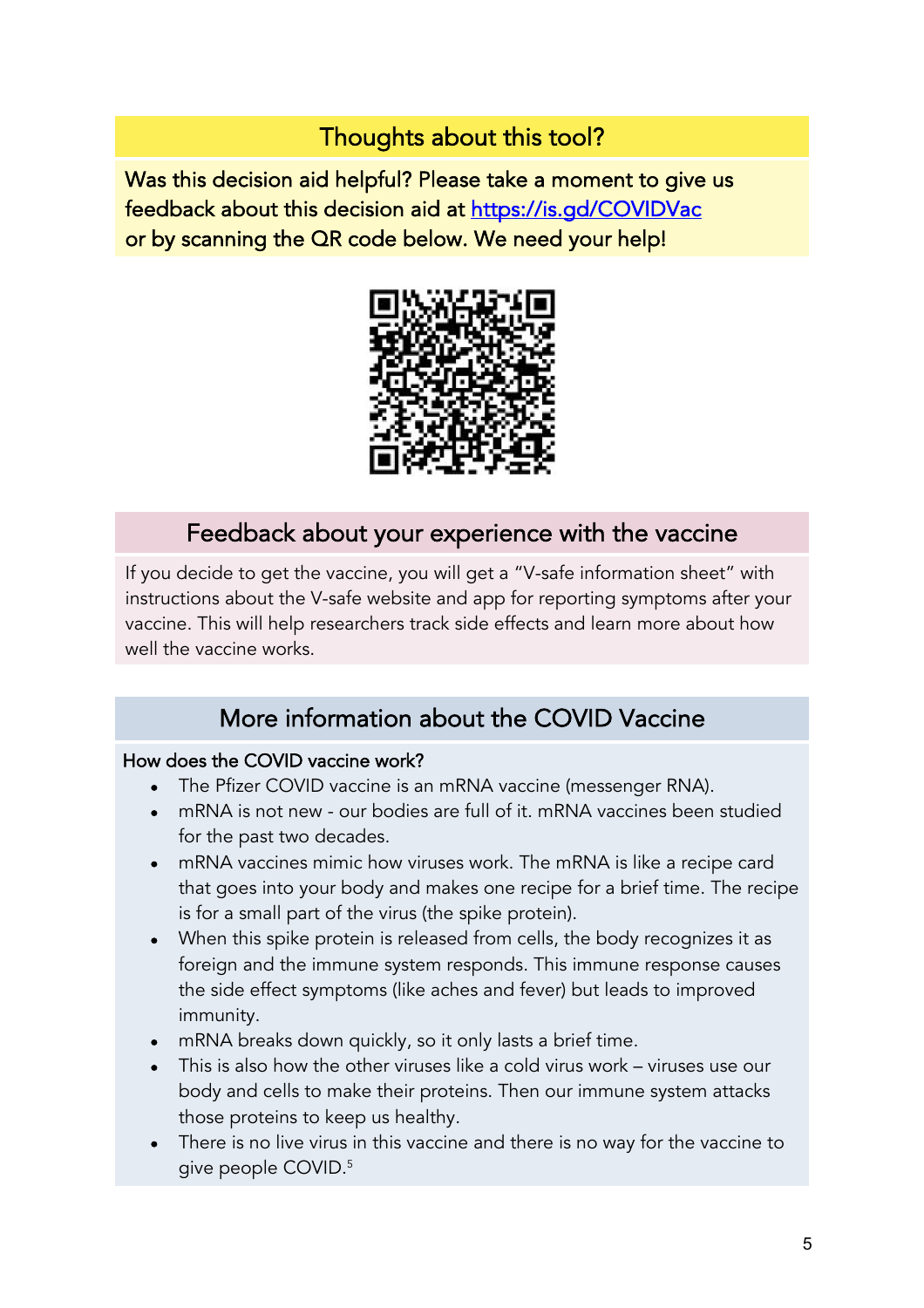## Thoughts about this tool?

Was this decision aid helpful? Please take a moment to give us feedback about this decision aid at [https://is.gd/COVIDVac](https://is.gd/COVIDVac) or by scanning the QR code below. We need your help!

## Feedback about your experience with the vaccine

If you decide to get the vaccine, you will get a "V-safe information sheet" with instructions about the V-safe website and app for reporting symptoms after your vaccine. This will help researchers track side effects and learn more about how well the vaccine works.

## More information about the COVID Vaccine

### How does the COVID vaccine work?

- The Pfizer COVID vaccine is an mRNA vaccine (messenger RNA).
- mRNA is not new - our bodies are full of it. mRNA vaccines been studied for the past two decades.
- mRNA vaccines mimic how viruses work. The mRNA is like a recipe card that goes into your body and makes one recipe for a brief time. The recipe is for a small part of the virus (the spike protein).
- When this spike protein is released from cells, the body recognizes it as foreign and the immune system responds. This immune response causes the side effect symptoms (like aches and fever) but leads to improved immunity.
- mRNA breaks down quickly, so it only lasts a brief time.
- This is also how the other viruses like a cold virus work – viruses use our body and cells to make their proteins. Then our immune system attacks those proteins to keep us healthy.
- There is no live virus in this vaccine and there is no way for the vaccine to give people COVID.[5]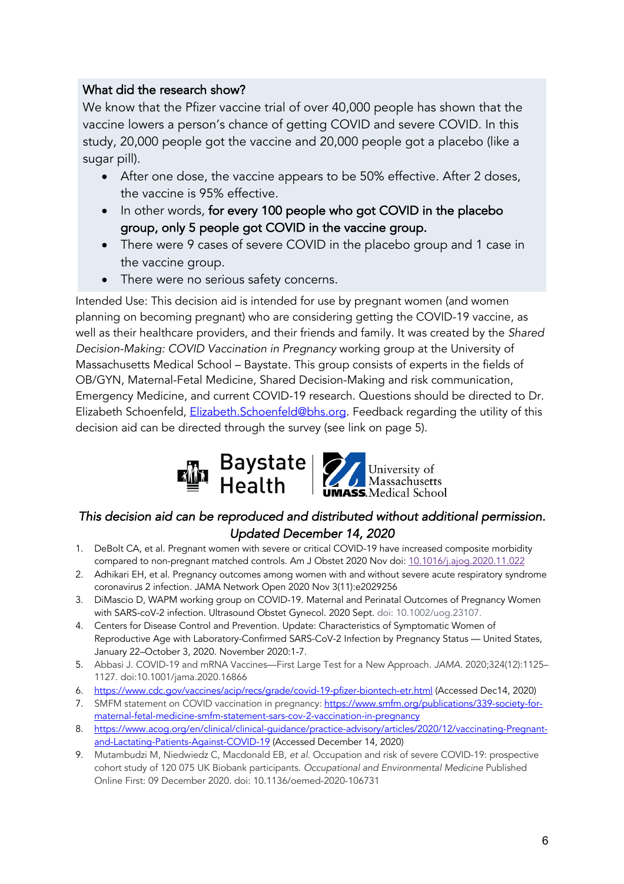### What did the research show?

We know that the Pfizer vaccine trial of over 40,000 people has shown that the vaccine lowers a person's chance of getting COVID and severe COVID. In this study, 20,000 people got the vaccine and 20,000 people got a placebo (like a sugar pill).

- After one dose, the vaccine appears to be 50% effective. After 2 doses, the vaccine is 95% effective.
- In other words, **for every 100 people who got COVID in the placebo group, only 5 people got COVID in the vaccine group.**
- There were 9 cases of severe COVID in the placebo group and 1 case in the vaccine group.
- There were no serious safety concerns.

Intended Use: This decision aid is intended for use by pregnant women (and women planning on becoming pregnant) who are considering getting the COVID-19 vaccine, as well as their healthcare providers, and their friends and family. It was created by the *Shared Decision-Making: COVID Vaccination in Pregnancy* working group at the University of Massachusetts Medical School – Baystate. This group consists of experts in the fields of OB/GYN, Maternal-Fetal Medicine, Shared Decision-Making and risk communication, Emergency Medicine, and current COVID-19 research. Questions should be directed to Dr. Elizabeth Schoenfeld, Elizabeth.Schoenfeld@bhs.org. Feedback regarding the utility of this decision aid can be directed through the survey (see link on page 5).

Baystate Health | University of Massachusetts UMASS. Medical School

*This decision aid can be reproduced and distributed without additional permission.*
*Updated December 14, 2020*

1. DeBolt CA, et al. Pregnant women with severe or critical COVID-19 have increased composite morbidity compared to non-pregnant matched controls. Am J Obstet 2020 Nov doi: 10.1016/j.ajog.2020.11.022
2. Adhikari EH, et al. Pregnancy outcomes among women with and without severe acute respiratory syndrome coronavirus 2 infection. JAMA Network Open 2020 Nov 3(11):e2029256
3. DiMascio D, WAPM working group on COVID-19. Maternal and Perinatal Outcomes of Pregnancy Women with SARS-coV-2 infection. Ultrasound Obstet Gynecol. 2020 Sept. doi: 10.1002/uog.23107.
4. Centers for Disease Control and Prevention. Update: Characteristics of Symptomatic Women of Reproductive Age with Laboratory-Confirmed SARS-CoV-2 Infection by Pregnancy Status — United States, January 22–October 3, 2020. November 2020:1-7.
5. Abbasi J. COVID-19 and mRNA Vaccines—First Large Test for a New Approach. *JAMA.* 2020;324(12):1125–1127. doi:10.1001/jama.2020.16866
6. https://www.cdc.gov/vaccines/acip/recs/grade/covid-19-pfizer-biontech-etr.html (Accessed Dec14, 2020)
7. SMFM statement on COVID vaccination in pregnancy: https://www.smfm.org/publications/339-society-for-maternal-fetal-medicine-smfm-statement-sars-cov-2-vaccination-in-pregnancy
8. https://www.acog.org/en/clinical/clinical-guidance/practice-advisory/articles/2020/12/vaccinating-Pregnant-and-Lactating-Patients-Against-COVID-19 (Accessed December 14, 2020)
9. Mutambudzi M, Niedwiedz C, Macdonald EB, *et al.* Occupation and risk of severe COVID-19: prospective cohort study of 120 075 UK Biobank participants. *Occupational and Environmental Medicine* Published Online First: 09 December 2020. doi: 10.1136/oemed-2020-106731